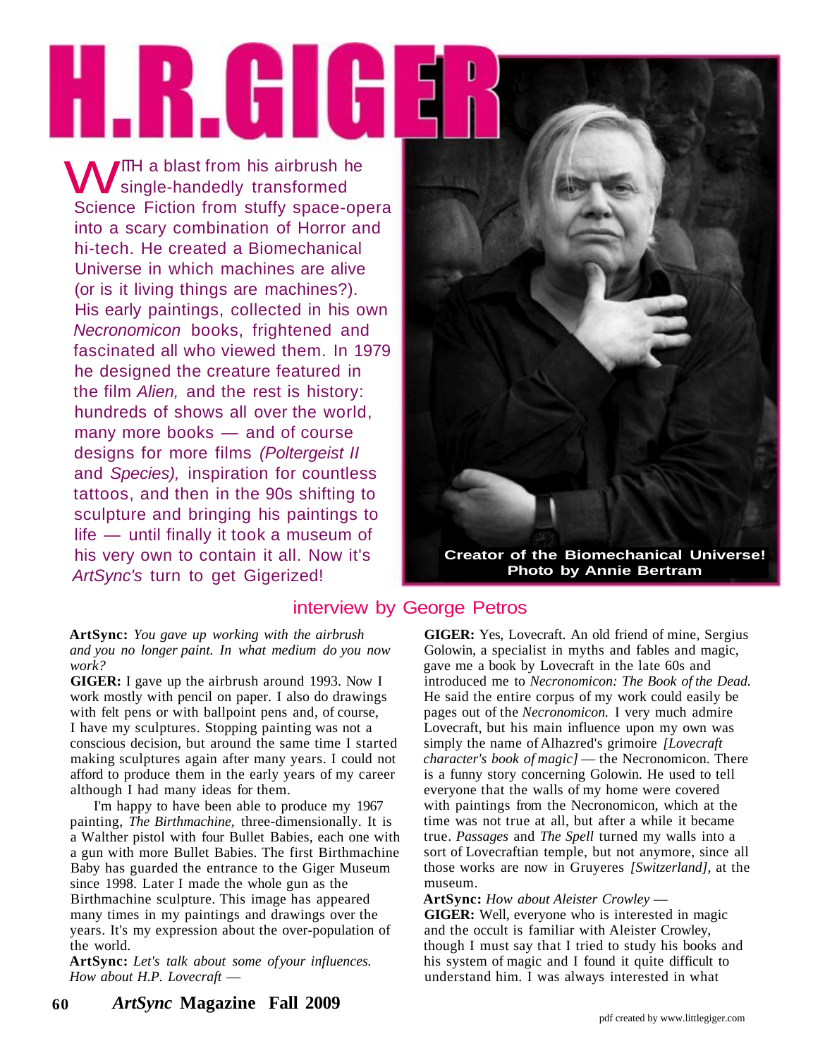# H.R.GIGER

WITH a blast from his airbrush he single-handedly transformed Science Fiction from stuffy space-opera into a scary combination of Horror and hi-tech. He created a Biomechanical Universe in which machines are alive (or is it living things are machines?). His early paintings, collected in his own *Necronomicon* books, frightened and fascinated all who viewed them. In 1979 he designed the creature featured in the film *Alien,* and the rest is history: hundreds of shows all over the world, many more books — and of course designs for more films *(Poltergeist II* and *Species),* inspiration for countless tattoos, and then in the 90s shifting to sculpture and bringing his paintings to life — until finally it took a museum of his very own to contain it all. Now it's *ArtSync's* turn to get Gigerized!

**Creator of the Biomechanical Universe!**
**Photo by Annie Bertram**

interview by George Petros

**ArtSync:** *You gave up working with the airbrush and you no longer paint. In what medium do you now work?*

**GIGER:** I gave up the airbrush around 1993. Now I work mostly with pencil on paper. I also do drawings with felt pens or with ballpoint pens and, of course, I have my sculptures. Stopping painting was not a conscious decision, but around the same time I started making sculptures again after many years. I could not afford to produce them in the early years of my career although I had many ideas for them.

I'm happy to have been able to produce my 1967 painting, *The Birthmachine,* three-dimensionally. It is a Walther pistol with four Bullet Babies, each one with a gun with more Bullet Babies. The first Birthmachine Baby has guarded the entrance to the Giger Museum since 1998. Later I made the whole gun as the Birthmachine sculpture. This image has appeared many times in my paintings and drawings over the years. It's my expression about the over-population of the world.

**ArtSync:** *Let's talk about some ofyour influences. How about H.P. Lovecraft —*

**GIGER:** Yes, Lovecraft. An old friend of mine, Sergius Golowin, a specialist in myths and fables and magic, gave me a book by Lovecraft in the late 60s and introduced me to *Necronomicon: The Book of the Dead.* He said the entire corpus of my work could easily be pages out of the *Necronomicon.* I very much admire Lovecraft, but his main influence upon my own was simply the name of Alhazred's grimoire *[Lovecraft character's book of magic]* — the Necronomicon. There is a funny story concerning Golowin. He used to tell everyone that the walls of my home were covered with paintings from the Necronomicon, which at the time was not true at all, but after a while it became true. *Passages* and *The Spell* turned my walls into a sort of Lovecraftian temple, but not anymore, since all those works are now in Gruyeres *[Switzerland],* at the museum.

**ArtSync:** *How about Aleister Crowley —*

**GIGER:** Well, everyone who is interested in magic and the occult is familiar with Aleister Crowley, though I must say that I tried to study his books and his system of magic and I found it quite difficult to understand him. I was always interested in what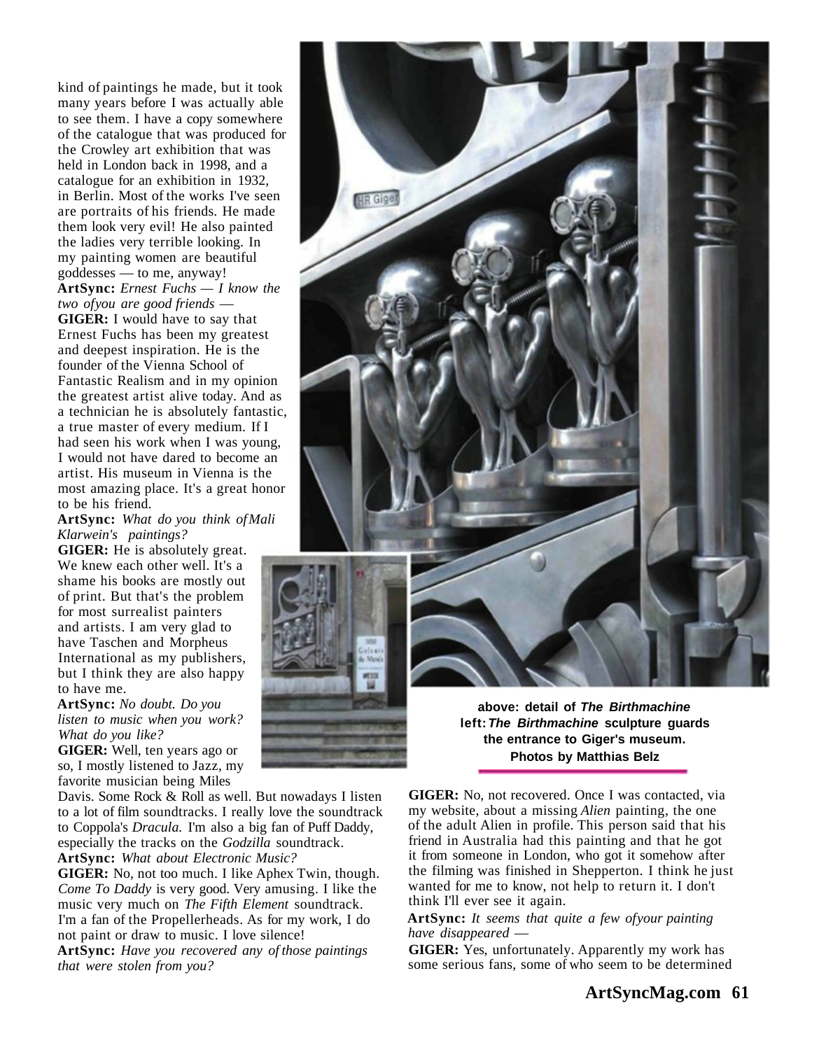kind of paintings he made, but it took many years before I was actually able to see them. I have a copy somewhere of the catalogue that was produced for the Crowley art exhibition that was held in London back in 1998, and a catalogue for an exhibition in 1932, in Berlin. Most of the works I've seen are portraits of his friends. He made them look very evil! He also painted the ladies very terrible looking. In my painting women are beautiful goddesses — to me, anyway!

**ArtSync:** *Ernest Fuchs — I know the two ofyou are good friends —*

**GIGER:** I would have to say that Ernest Fuchs has been my greatest and deepest inspiration. He is the founder of the Vienna School of Fantastic Realism and in my opinion the greatest artist alive today. And as a technician he is absolutely fantastic, a true master of every medium. If I had seen his work when I was young, I would not have dared to become an artist. His museum in Vienna is the most amazing place. It's a great honor to be his friend.

**ArtSync:** *What do you think of Mali Klarwein's paintings?*

**GIGER:** He is absolutely great. We knew each other well. It's a shame his books are mostly out of print. But that's the problem for most surrealist painters and artists. I am very glad to have Taschen and Morpheus International as my publishers, but I think they are also happy to have me.

**ArtSync:** *No doubt. Do you listen to music when you work? What do you like?*

**GIGER:** Well, ten years ago or so, I mostly listened to Jazz, my favorite musician being Miles Davis. Some Rock & Roll as well. But nowadays I listen to a lot of film soundtracks. I really love the soundtrack to Coppola's *Dracula.* I'm also a big fan of Puff Daddy, especially the tracks on the *Godzilla* soundtrack.

**ArtSync:** *What about Electronic Music?*

**GIGER:** No, not too much. I like Aphex Twin, though. *Come To Daddy* is very good. Very amusing. I like the music very much on *The Fifth Element* soundtrack. I'm a fan of the Propellerheads. As for my work, I do not paint or draw to music. I love silence!

**ArtSync:** *Have you recovered any of those paintings that were stolen from you?*

**GIGER:** No, not recovered. Once I was contacted, via my website, about a missing *Alien* painting, the one of the adult Alien in profile. This person said that his friend in Australia had this painting and that he got it from someone in London, who got it somehow after the filming was finished in Shepperton. I think he just wanted for me to know, not help to return it. I don't think I'll ever see it again.

**ArtSync:** *It seems that quite a few ofyour painting have disappeared —*

**GIGER:** Yes, unfortunately. Apparently my work has some serious fans, some of who seem to be determined

**above: detail of *The Birthmachine***
**left: *The Birthmachine* sculpture guards the entrance to Giger's museum.**
**Photos by Matthias Belz**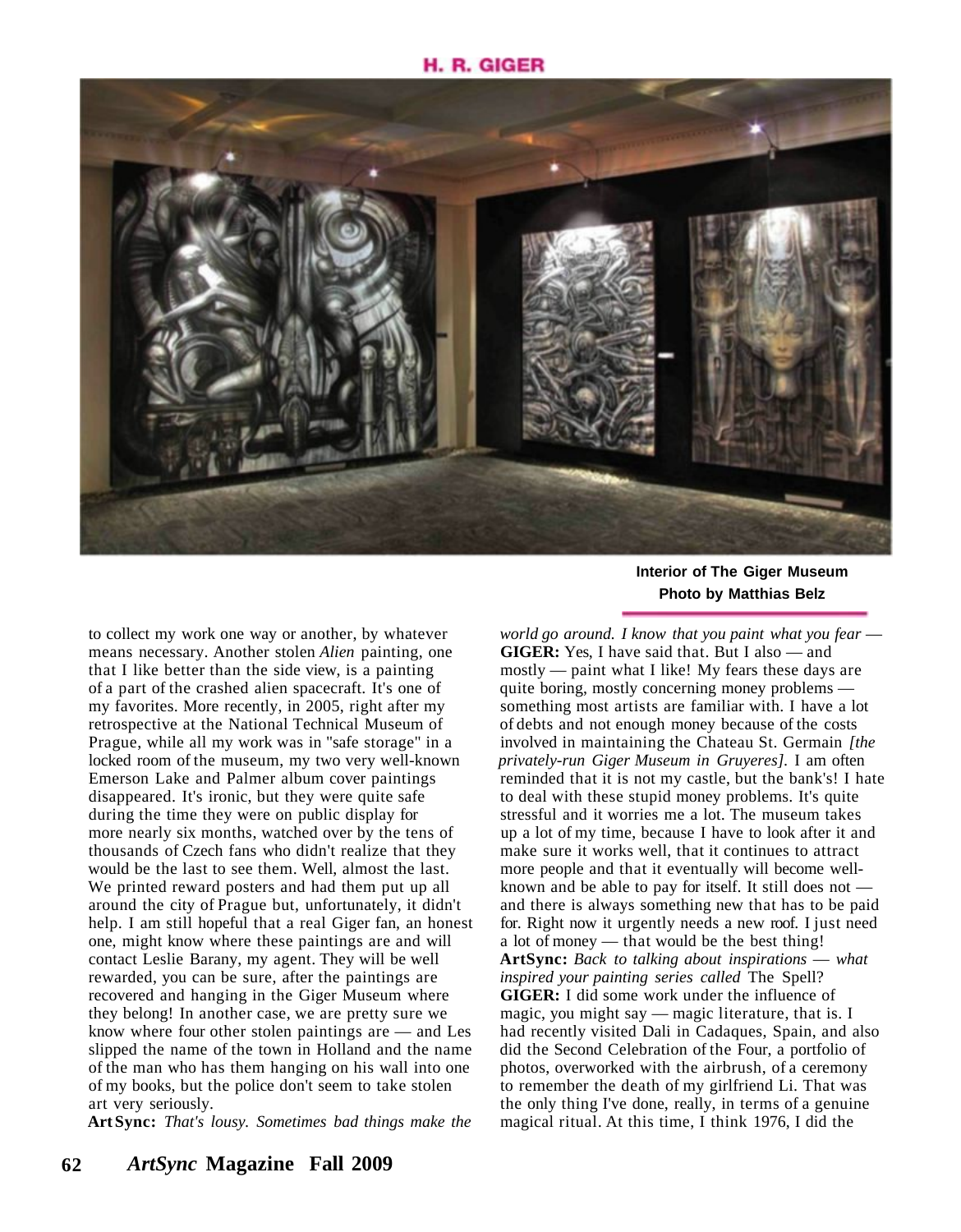Interior of The Giger Museum
Photo by Matthias Belz

to collect my work one way or another, by whatever means necessary. Another stolen *Alien* painting, one that I like better than the side view, is a painting of a part of the crashed alien spacecraft. It's one of my favorites. More recently, in 2005, right after my retrospective at the National Technical Museum of Prague, while all my work was in "safe storage" in a locked room of the museum, my two very well-known Emerson Lake and Palmer album cover paintings disappeared. It's ironic, but they were quite safe during the time they were on public display for more nearly six months, watched over by the tens of thousands of Czech fans who didn't realize that they would be the last to see them. Well, almost the last. We printed reward posters and had them put up all around the city of Prague but, unfortunately, it didn't help. I am still hopeful that a real Giger fan, an honest one, might know where these paintings are and will contact Leslie Barany, my agent. They will be well rewarded, you can be sure, after the paintings are recovered and hanging in the Giger Museum where they belong! In another case, we are pretty sure we know where four other stolen paintings are — and Les slipped the name of the town in Holland and the name of the man who has them hanging on his wall into one of my books, but the police don't seem to take stolen art very seriously.

**ArtSync:** *That's lousy. Sometimes bad things make the world go around. I know that you paint what you fear —*

**GIGER:** Yes, I have said that. But I also — and mostly — paint what I like! My fears these days are quite boring, mostly concerning money problems — something most artists are familiar with. I have a lot of debts and not enough money because of the costs involved in maintaining the Chateau St. Germain *[the privately-run Giger Museum in Gruyeres].* I am often reminded that it is not my castle, but the bank's! I hate to deal with these stupid money problems. It's quite stressful and it worries me a lot. The museum takes up a lot of my time, because I have to look after it and make sure it works well, that it continues to attract more people and that it eventually will become well-known and be able to pay for itself. It still does not — and there is always something new that has to be paid for. Right now it urgently needs a new roof. I just need a lot of money — that would be the best thing!

**ArtSync:** *Back to talking about inspirations — what inspired your painting series called* The Spell?

**GIGER:** I did some work under the influence of magic, you might say — magic literature, that is. I had recently visited Dali in Cadaques, Spain, and also did the Second Celebration of the Four, a portfolio of photos, overworked with the airbrush, of a ceremony to remember the death of my girlfriend Li. That was the only thing I've done, really, in terms of a genuine magical ritual. At this time, I think 1976, I did the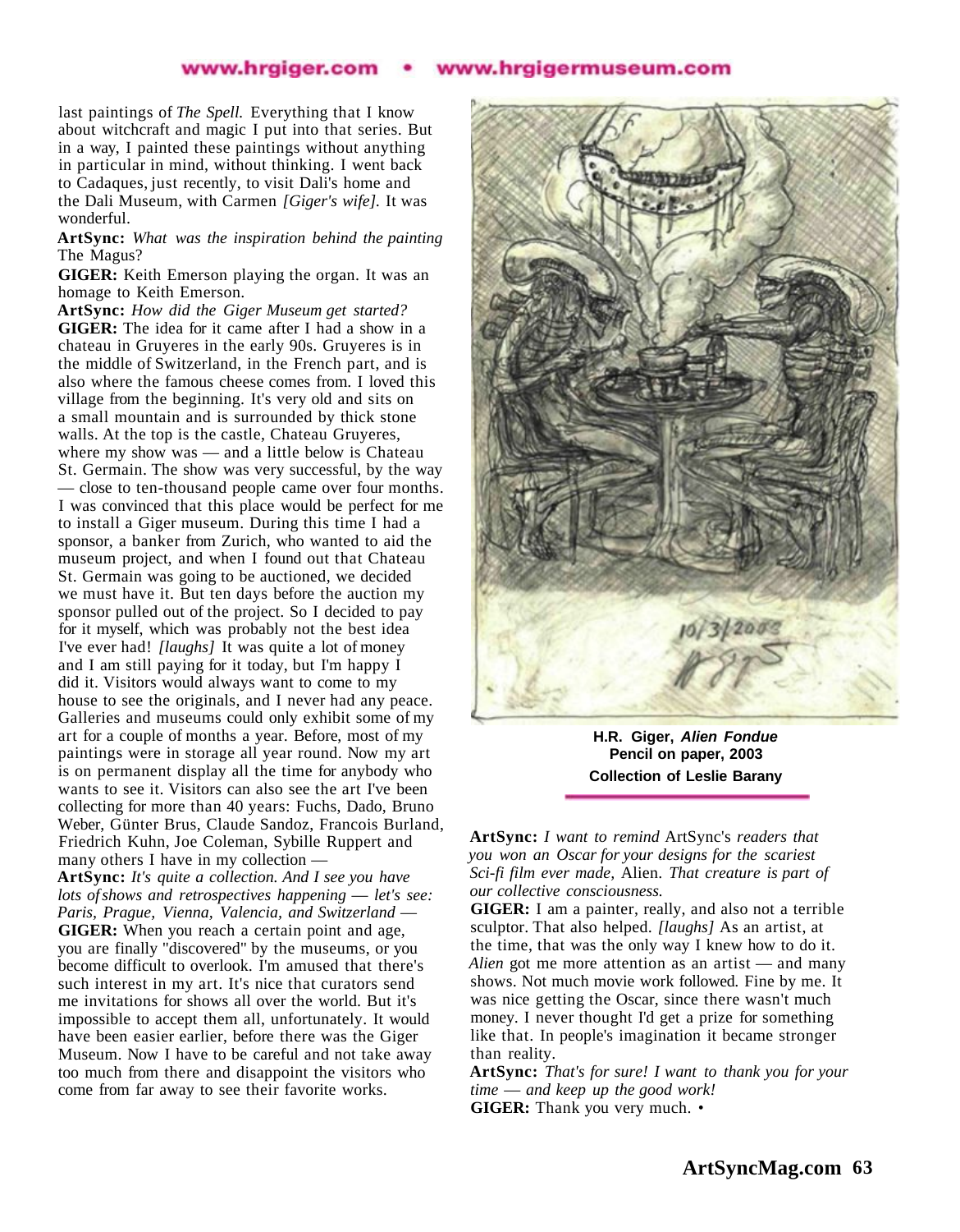last paintings of *The Spell.* Everything that I know about witchcraft and magic I put into that series. But in a way, I painted these paintings without anything in particular in mind, without thinking. I went back to Cadaques, just recently, to visit Dali's home and the Dali Museum, with Carmen *[Giger's wife].* It was wonderful.

**ArtSync:** *What was the inspiration behind the painting* The Magus?

**GIGER:** Keith Emerson playing the organ. It was an homage to Keith Emerson.

**ArtSync:** *How did the Giger Museum get started?*

**GIGER:** The idea for it came after I had a show in a chateau in Gruyeres in the early 90s. Gruyeres is in the middle of Switzerland, in the French part, and is also where the famous cheese comes from. I loved this village from the beginning. It's very old and sits on a small mountain and is surrounded by thick stone walls. At the top is the castle, Chateau Gruyeres, where my show was — and a little below is Chateau St. Germain. The show was very successful, by the way — close to ten-thousand people came over four months. I was convinced that this place would be perfect for me to install a Giger museum. During this time I had a sponsor, a banker from Zurich, who wanted to aid the museum project, and when I found out that Chateau St. Germain was going to be auctioned, we decided we must have it. But ten days before the auction my sponsor pulled out of the project. So I decided to pay for it myself, which was probably not the best idea I've ever had! *[laughs]* It was quite a lot of money and I am still paying for it today, but I'm happy I did it. Visitors would always want to come to my house to see the originals, and I never had any peace. Galleries and museums could only exhibit some of my art for a couple of months a year. Before, most of my paintings were in storage all year round. Now my art is on permanent display all the time for anybody who wants to see it. Visitors can also see the art I've been collecting for more than 40 years: Fuchs, Dado, Bruno Weber, Günter Brus, Claude Sandoz, Francois Burland, Friedrich Kuhn, Joe Coleman, Sybille Ruppert and many others I have in my collection —

**ArtSync:** *It's quite a collection. And I see you have lots of shows and retrospectives happening — let's see: Paris, Prague, Vienna, Valencia, and Switzerland —*

**GIGER:** When you reach a certain point and age, you are finally "discovered" by the museums, or you become difficult to overlook. I'm amused that there's such interest in my art. It's nice that curators send me invitations for shows all over the world. But it's impossible to accept them all, unfortunately. It would have been easier earlier, before there was the Giger Museum. Now I have to be careful and not take away too much from there and disappoint the visitors who come from far away to see their favorite works.

**H.R. Giger, *Alien Fondue***
**Pencil on paper, 2003**
**Collection of Leslie Barany**

**ArtSync:** *I want to remind* ArtSync's *readers that you won an Oscar for your designs for the scariest Sci-fi film ever made,* Alien. *That creature is part of our collective consciousness.*

**GIGER:** I am a painter, really, and also not a terrible sculptor. That also helped. *[laughs]* As an artist, at the time, that was the only way I knew how to do it. *Alien* got me more attention as an artist — and many shows. Not much movie work followed. Fine by me. It was nice getting the Oscar, since there wasn't much money. I never thought I'd get a prize for something like that. In people's imagination it became stronger than reality.

**ArtSync:** *That's for sure! I want to thank you for your time — and keep up the good work!*

**GIGER:** Thank you very much. •